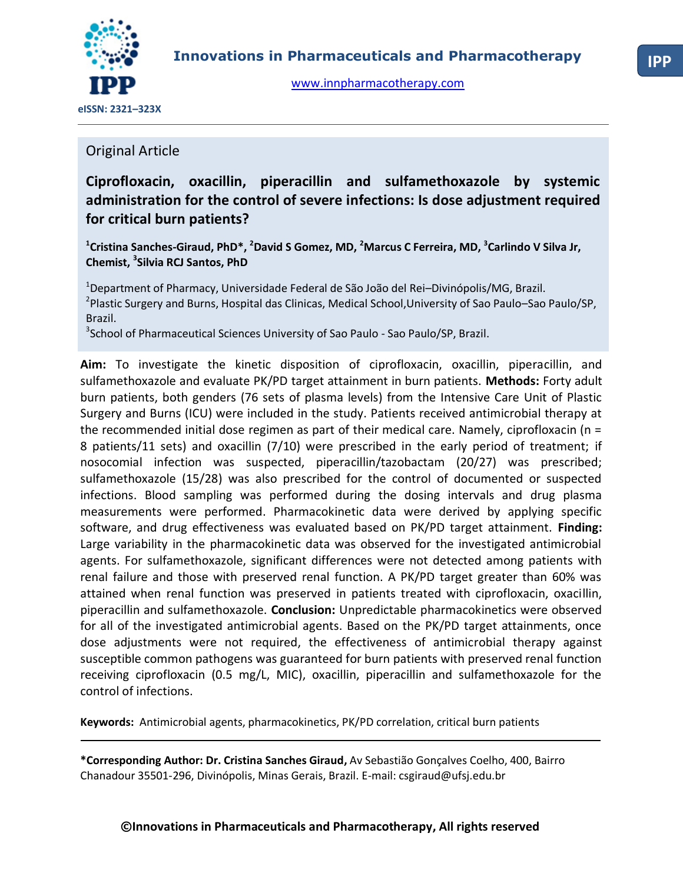Innovations in Pharmaceuticals and Pharmacotherapy

www.innpharmacotherapy.com

eISSN: 2321–323X

Original Article

# Ciprofloxacin, oxacillin, piperacillin and sulfamethoxazole by systemic administration for the control of severe infections: Is dose adjustment required for critical burn patients?

[1]Cristina Sanches-Giraud, PhD*, [2]David S Gomez, MD, [2]Marcus C Ferreira, MD, [3]Carlindo V Silva Jr, Chemist, [3]Silvia RCJ Santos, PhD

[1]Department of Pharmacy, Universidade Federal de São João del Rei–Divinópolis/MG, Brazil.
[2]Plastic Surgery and Burns, Hospital das Clinicas, Medical School,University of Sao Paulo–Sao Paulo/SP, Brazil.
[3]School of Pharmaceutical Sciences University of Sao Paulo - Sao Paulo/SP, Brazil.

**Aim:** To investigate the kinetic disposition of ciprofloxacin, oxacillin, piperacillin, and sulfamethoxazole and evaluate PK/PD target attainment in burn patients. **Methods:** Forty adult burn patients, both genders (76 sets of plasma levels) from the Intensive Care Unit of Plastic Surgery and Burns (ICU) were included in the study. Patients received antimicrobial therapy at the recommended initial dose regimen as part of their medical care. Namely, ciprofloxacin (n = 8 patients/11 sets) and oxacillin (7/10) were prescribed in the early period of treatment; if nosocomial infection was suspected, piperacillin/tazobactam (20/27) was prescribed; sulfamethoxazole (15/28) was also prescribed for the control of documented or suspected infections. Blood sampling was performed during the dosing intervals and drug plasma measurements were performed. Pharmacokinetic data were derived by applying specific software, and drug effectiveness was evaluated based on PK/PD target attainment. **Finding:** Large variability in the pharmacokinetic data was observed for the investigated antimicrobial agents. For sulfamethoxazole, significant differences were not detected among patients with renal failure and those with preserved renal function. A PK/PD target greater than 60% was attained when renal function was preserved in patients treated with ciprofloxacin, oxacillin, piperacillin and sulfamethoxazole. **Conclusion:** Unpredictable pharmacokinetics were observed for all of the investigated antimicrobial agents. Based on the PK/PD target attainments, once dose adjustments were not required, the effectiveness of antimicrobial therapy against susceptible common pathogens was guaranteed for burn patients with preserved renal function receiving ciprofloxacin (0.5 mg/L, MIC), oxacillin, piperacillin and sulfamethoxazole for the control of infections.

**Keywords:** Antimicrobial agents, pharmacokinetics, PK/PD correlation, critical burn patients

**\*Corresponding Author: Dr. Cristina Sanches Giraud,** Av Sebastião Gonçalves Coelho, 400, Bairro Chanadour 35501-296, Divinópolis, Minas Gerais, Brazil. E-mail: csgiraud@ufsj.edu.br

**©Innovations in Pharmaceuticals and Pharmacotherapy, All rights reserved**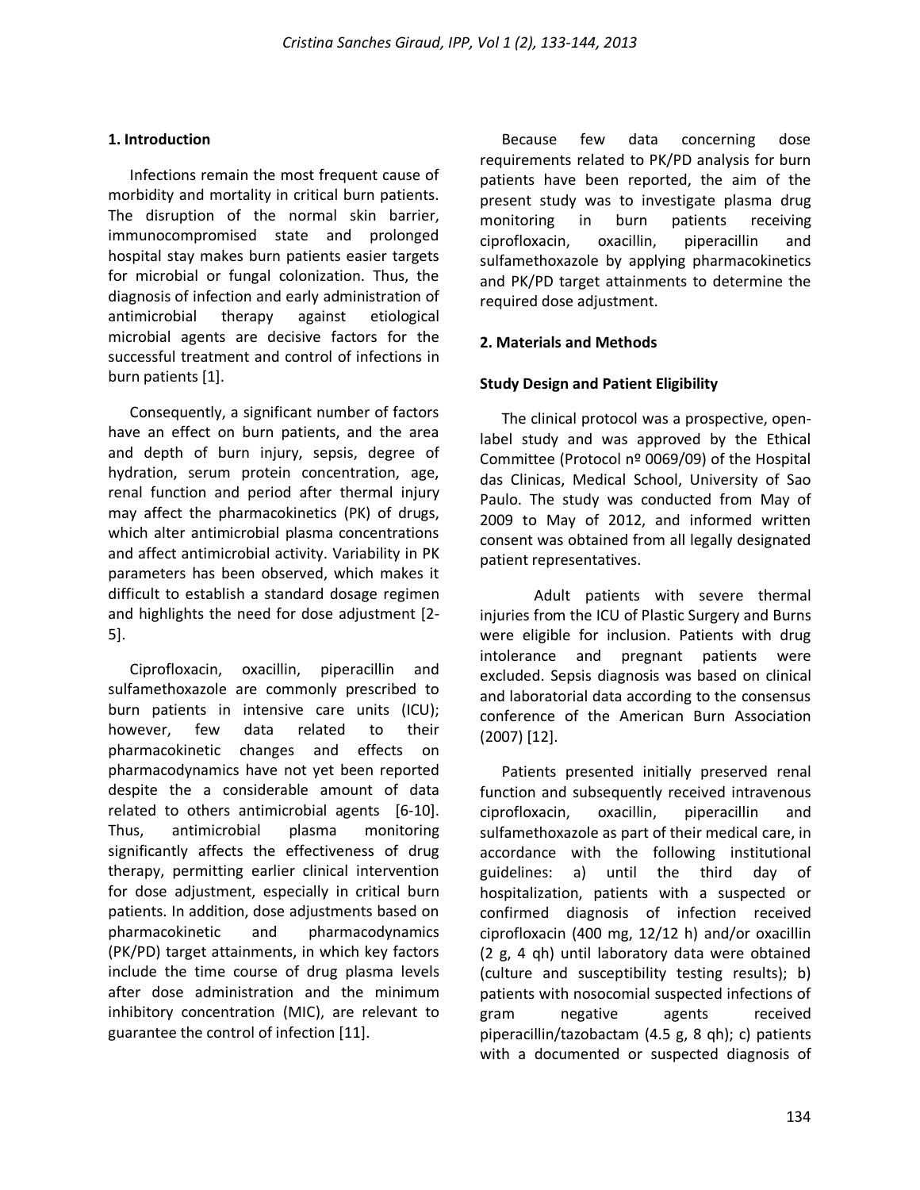## 1. Introduction

Infections remain the most frequent cause of morbidity and mortality in critical burn patients. The disruption of the normal skin barrier, immunocompromised state and prolonged hospital stay makes burn patients easier targets for microbial or fungal colonization. Thus, the diagnosis of infection and early administration of antimicrobial therapy against etiological microbial agents are decisive factors for the successful treatment and control of infections in burn patients [1].

Consequently, a significant number of factors have an effect on burn patients, and the area and depth of burn injury, sepsis, degree of hydration, serum protein concentration, age, renal function and period after thermal injury may affect the pharmacokinetics (PK) of drugs, which alter antimicrobial plasma concentrations and affect antimicrobial activity. Variability in PK parameters has been observed, which makes it difficult to establish a standard dosage regimen and highlights the need for dose adjustment [2-5].

Ciprofloxacin, oxacillin, piperacillin and sulfamethoxazole are commonly prescribed to burn patients in intensive care units (ICU); however, few data related to their pharmacokinetic changes and effects on pharmacodynamics have not yet been reported despite the a considerable amount of data related to others antimicrobial agents [6-10]. Thus, antimicrobial plasma monitoring significantly affects the effectiveness of drug therapy, permitting earlier clinical intervention for dose adjustment, especially in critical burn patients. In addition, dose adjustments based on pharmacokinetic and pharmacodynamics (PK/PD) target attainments, in which key factors include the time course of drug plasma levels after dose administration and the minimum inhibitory concentration (MIC), are relevant to guarantee the control of infection [11].

Because few data concerning dose requirements related to PK/PD analysis for burn patients have been reported, the aim of the present study was to investigate plasma drug monitoring in burn patients receiving ciprofloxacin, oxacillin, piperacillin and sulfamethoxazole by applying pharmacokinetics and PK/PD target attainments to determine the required dose adjustment.

## 2. Materials and Methods

### Study Design and Patient Eligibility

The clinical protocol was a prospective, open-label study and was approved by the Ethical Committee (Protocol nº 0069/09) of the Hospital das Clinicas, Medical School, University of Sao Paulo. The study was conducted from May of 2009 to May of 2012, and informed written consent was obtained from all legally designated patient representatives.

Adult patients with severe thermal injuries from the ICU of Plastic Surgery and Burns were eligible for inclusion. Patients with drug intolerance and pregnant patients were excluded. Sepsis diagnosis was based on clinical and laboratorial data according to the consensus conference of the American Burn Association (2007) [12].

Patients presented initially preserved renal function and subsequently received intravenous ciprofloxacin, oxacillin, piperacillin and sulfamethoxazole as part of their medical care, in accordance with the following institutional guidelines: a) until the third day of hospitalization, patients with a suspected or confirmed diagnosis of infection received ciprofloxacin (400 mg, 12/12 h) and/or oxacillin (2 g, 4 qh) until laboratory data were obtained (culture and susceptibility testing results); b) patients with nosocomial suspected infections of gram negative agents received piperacillin/tazobactam (4.5 g, 8 qh); c) patients with a documented or suspected diagnosis of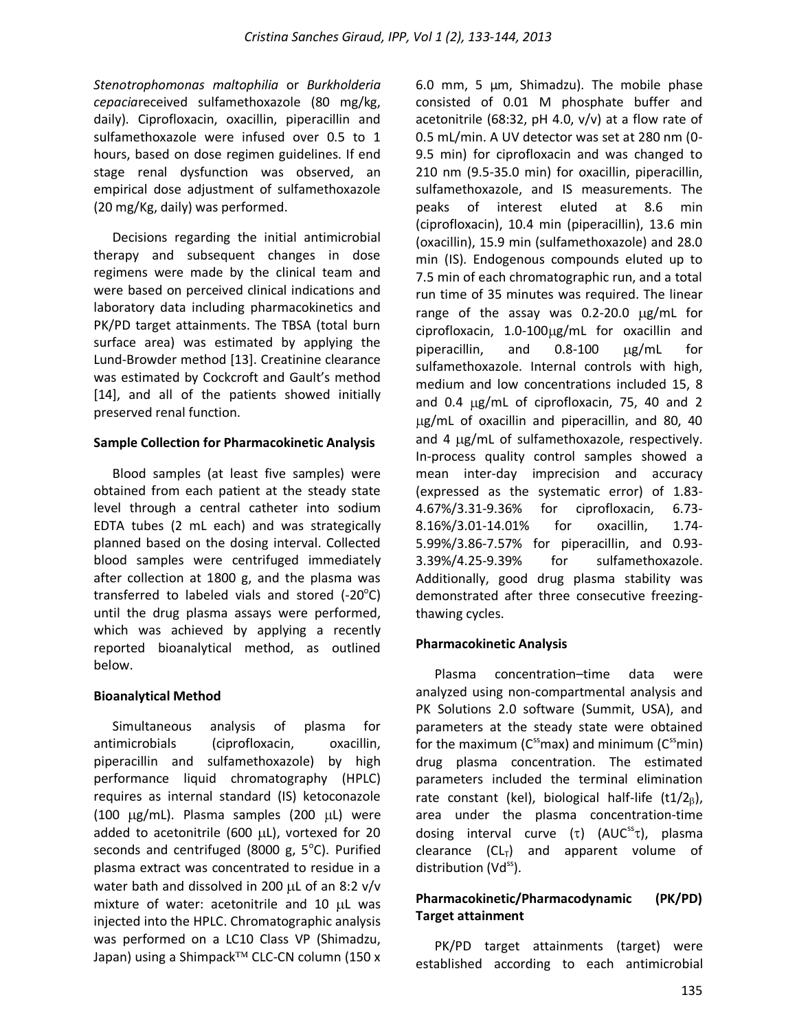*Stenotrophomonas maltophilia* or *Burkholderia cepacia*received sulfamethoxazole (80 mg/kg, daily). Ciprofloxacin, oxacillin, piperacillin and sulfamethoxazole were infused over 0.5 to 1 hours, based on dose regimen guidelines. If end stage renal dysfunction was observed, an empirical dose adjustment of sulfamethoxazole (20 mg/Kg, daily) was performed.

Decisions regarding the initial antimicrobial therapy and subsequent changes in dose regimens were made by the clinical team and were based on perceived clinical indications and laboratory data including pharmacokinetics and PK/PD target attainments. The TBSA (total burn surface area) was estimated by applying the Lund-Browder method [13]. Creatinine clearance was estimated by Cockcroft and Gault's method [14], and all of the patients showed initially preserved renal function.

**Sample Collection for Pharmacokinetic Analysis**

Blood samples (at least five samples) were obtained from each patient at the steady state level through a central catheter into sodium EDTA tubes (2 mL each) and was strategically planned based on the dosing interval. Collected blood samples were centrifuged immediately after collection at 1800 g, and the plasma was transferred to labeled vials and stored (-20°C) until the drug plasma assays were performed, which was achieved by applying a recently reported bioanalytical method, as outlined below.

**Bioanalytical Method**

Simultaneous analysis of plasma for antimicrobials (ciprofloxacin, oxacillin, piperacillin and sulfamethoxazole) by high performance liquid chromatography (HPLC) requires as internal standard (IS) ketoconazole (100 μg/mL). Plasma samples (200 μL) were added to acetonitrile (600 μL), vortexed for 20 seconds and centrifuged (8000 g, 5°C). Purified plasma extract was concentrated to residue in a water bath and dissolved in 200 μL of an 8:2 v/v mixture of water: acetonitrile and 10 μL was injected into the HPLC. Chromatographic analysis was performed on a LC10 Class VP (Shimadzu, Japan) using a Shimpack™ CLC-CN column (150 x 6.0 mm, 5 μm, Shimadzu). The mobile phase consisted of 0.01 M phosphate buffer and acetonitrile (68:32, pH 4.0, v/v) at a flow rate of 0.5 mL/min. A UV detector was set at 280 nm (0-9.5 min) for ciprofloxacin and was changed to 210 nm (9.5-35.0 min) for oxacillin, piperacillin, sulfamethoxazole, and IS measurements. The peaks of interest eluted at 8.6 min (ciprofloxacin), 10.4 min (piperacillin), 13.6 min (oxacillin), 15.9 min (sulfamethoxazole) and 28.0 min (IS). Endogenous compounds eluted up to 7.5 min of each chromatographic run, and a total run time of 35 minutes was required. The linear range of the assay was 0.2-20.0 μg/mL for ciprofloxacin, 1.0-100μg/mL for oxacillin and piperacillin, and 0.8-100 μg/mL for sulfamethoxazole. Internal controls with high, medium and low concentrations included 15, 8 and 0.4 μg/mL of ciprofloxacin, 75, 40 and 2 μg/mL of oxacillin and piperacillin, and 80, 40 and 4 μg/mL of sulfamethoxazole, respectively. In-process quality control samples showed a mean inter-day imprecision and accuracy (expressed as the systematic error) of 1.83-4.67%/3.31-9.36% for ciprofloxacin, 6.73-8.16%/3.01-14.01% for oxacillin, 1.74-5.99%/3.86-7.57% for piperacillin, and 0.93-3.39%/4.25-9.39% for sulfamethoxazole. Additionally, good drug plasma stability was demonstrated after three consecutive freezing-thawing cycles.

**Pharmacokinetic Analysis**

Plasma concentration–time data were analyzed using non-compartmental analysis and PK Solutions 2.0 software (Summit, USA), and parameters at the steady state were obtained for the maximum ($C^{ss}max$) and minimum ($C^{ss}min$) drug plasma concentration. The estimated parameters included the terminal elimination rate constant (kel), biological half-life ($t1/2_{\beta}$), area under the plasma concentration-time dosing interval curve ($\tau$) ($AUC^{ss}\tau$), plasma clearance ($CL_T$) and apparent volume of distribution ($Vd^{ss}$).

**Pharmacokinetic/Pharmacodynamic (PK/PD) Target attainment**

PK/PD target attainments (target) were established according to each antimicrobial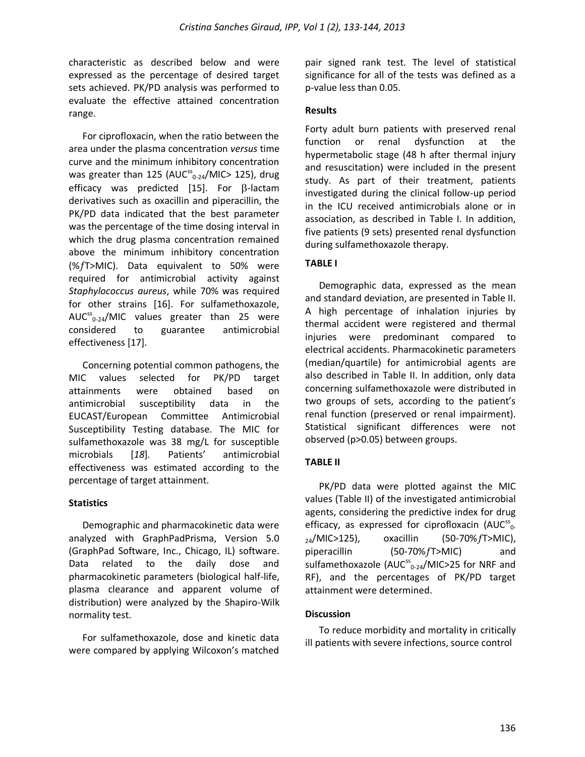characteristic as described below and were expressed as the percentage of desired target sets achieved. PK/PD analysis was performed to evaluate the effective attained concentration range.

For ciprofloxacin, when the ratio between the area under the plasma concentration *versus* time curve and the minimum inhibitory concentration was greater than 125 ($AUC^{ss}_{0-24}/MIC > 125$), drug efficacy was predicted [15]. For β-lactam derivatives such as oxacillin and piperacillin, the PK/PD data indicated that the best parameter was the percentage of the time dosing interval in which the drug plasma concentration remained above the minimum inhibitory concentration (%$f$T>MIC). Data equivalent to 50% were required for antimicrobial activity against *Staphylococcus aureus*, while 70% was required for other strains [16]. For sulfamethoxazole, $AUC^{ss}_{0-24}/MIC$ values greater than 25 were considered to guarantee antimicrobial effectiveness [17].

Concerning potential common pathogens, the MIC values selected for PK/PD target attainments were obtained based on antimicrobial susceptibility data in the EUCAST/European Committee Antimicrobial Susceptibility Testing database. The MIC for sulfamethoxazole was 38 mg/L for susceptible microbials [*18*]. Patients' antimicrobial effectiveness was estimated according to the percentage of target attainment.

### Statistics

Demographic and pharmacokinetic data were analyzed with GraphPadPrisma, Version 5.0 (GraphPad Software, Inc., Chicago, IL) software. Data related to the daily dose and pharmacokinetic parameters (biological half-life, plasma clearance and apparent volume of distribution) were analyzed by the Shapiro-Wilk normality test.

For sulfamethoxazole, dose and kinetic data were compared by applying Wilcoxon's matched pair signed rank test. The level of statistical significance for all of the tests was defined as a p-value less than 0.05.

### Results

Forty adult burn patients with preserved renal function or renal dysfunction at the hypermetabolic stage (48 h after thermal injury and resuscitation) were included in the present study. As part of their treatment, patients investigated during the clinical follow-up period in the ICU received antimicrobials alone or in association, as described in Table I. In addition, five patients (9 sets) presented renal dysfunction during sulfamethoxazole therapy.

**TABLE I**

Demographic data, expressed as the mean and standard deviation, are presented in Table II. A high percentage of inhalation injuries by thermal accident were registered and thermal injuries were predominant compared to electrical accidents. Pharmacokinetic parameters (median/quartile) for antimicrobial agents are also described in Table II. In addition, only data concerning sulfamethoxazole were distributed in two groups of sets, according to the patient's renal function (preserved or renal impairment). Statistical significant differences were not observed (p>0.05) between groups.

**TABLE II**

PK/PD data were plotted against the MIC values (Table II) of the investigated antimicrobial agents, considering the predictive index for drug efficacy, as expressed for ciprofloxacin ($AUC^{ss}_{0-24}/MIC > 125$), oxacillin (50-70%$f$T>MIC), piperacillin (50-70%$f$T>MIC) and sulfamethoxazole ($AUC^{ss}_{0-24}/MIC > 25$ for NRF and RF), and the percentages of PK/PD target attainment were determined.

### Discussion

To reduce morbidity and mortality in critically ill patients with severe infections, source control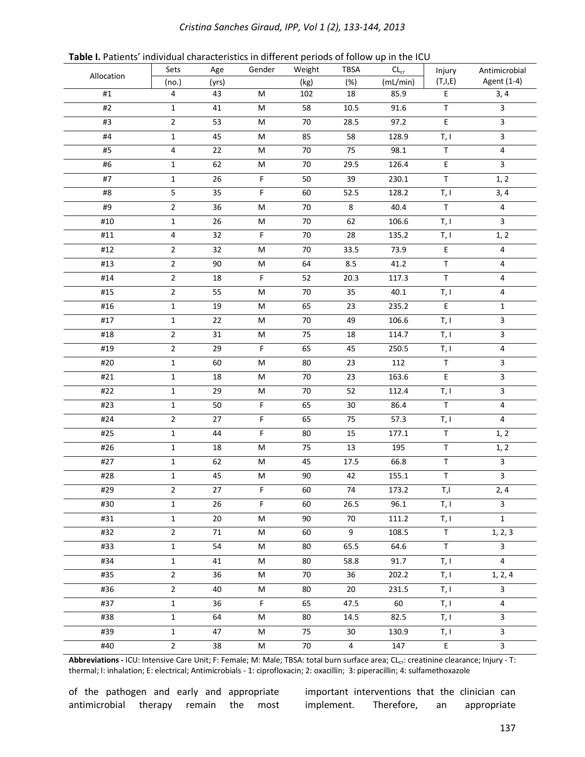**Table I.** Patients' individual characteristics in different periods of follow up in the ICU

| Allocation | Sets | Age | Gender | Weight | TBSA | $CL_{cr}$ | Injury | Antimicrobial |
|---|---|---|---|---|---|---|---|---|
| | (no.) | (yrs) | | (kg) | (%) | (mL/min) | (T,I,E) | Agent (1-4) |
| #1 | 4 | 43 | M | 102 | 18 | 85.9 | E | 3, 4 |
| #2 | 1 | 41 | M | 58 | 10.5 | 91.6 | T | 3 |
| #3 | 2 | 53 | M | 70 | 28.5 | 97.2 | E | 3 |
| #4 | 1 | 45 | M | 85 | 58 | 128.9 | T, I | 3 |
| #5 | 4 | 22 | M | 70 | 75 | 98.1 | T | 4 |
| #6 | 1 | 62 | M | 70 | 29.5 | 126.4 | E | 3 |
| #7 | 1 | 26 | F | 50 | 39 | 230.1 | T | 1, 2 |
| #8 | 5 | 35 | F | 60 | 52.5 | 128.2 | T, I | 3, 4 |
| #9 | 2 | 36 | M | 70 | 8 | 40.4 | T | 4 |
| #10 | 1 | 26 | M | 70 | 62 | 106.6 | T, I | 3 |
| #11 | 4 | 32 | F | 70 | 28 | 135.2 | T, I | 1, 2 |
| #12 | 2 | 32 | M | 70 | 33.5 | 73.9 | E | 4 |
| #13 | 2 | 90 | M | 64 | 8.5 | 41.2 | T | 4 |
| #14 | 2 | 18 | F | 52 | 20.3 | 117.3 | T | 4 |
| #15 | 2 | 55 | M | 70 | 35 | 40.1 | T, I | 4 |
| #16 | 1 | 19 | M | 65 | 23 | 235.2 | E | 1 |
| #17 | 1 | 22 | M | 70 | 49 | 106.6 | T, I | 3 |
| #18 | 2 | 31 | M | 75 | 18 | 114.7 | T, I | 3 |
| #19 | 2 | 29 | F | 65 | 45 | 250.5 | T, I | 4 |
| #20 | 1 | 60 | M | 80 | 23 | 112 | T | 3 |
| #21 | 1 | 18 | M | 70 | 23 | 163.6 | E | 3 |
| #22 | 1 | 29 | M | 70 | 52 | 112.4 | T, I | 3 |
| #23 | 1 | 50 | F | 65 | 30 | 86.4 | T | 4 |
| #24 | 2 | 27 | F | 65 | 75 | 57.3 | T, I | 4 |
| #25 | 1 | 44 | F | 80 | 15 | 177.1 | T | 1, 2 |
| #26 | 1 | 18 | M | 75 | 13 | 195 | T | 1, 2 |
| #27 | 1 | 62 | M | 45 | 17.5 | 66.8 | T | 3 |
| #28 | 1 | 45 | M | 90 | 42 | 155.1 | T | 3 |
| #29 | 2 | 27 | F | 60 | 74 | 173.2 | T,I | 2, 4 |
| #30 | 1 | 26 | F | 60 | 26.5 | 96.1 | T, I | 3 |
| #31 | 1 | 20 | M | 90 | 70 | 111.2 | T, I | 1 |
| #32 | 2 | 71 | M | 60 | 9 | 108.5 | T | 1, 2, 3 |
| #33 | 1 | 54 | M | 80 | 65.5 | 64.6 | T | 3 |
| #34 | 1 | 41 | M | 80 | 58.8 | 91.7 | T, I | 4 |
| #35 | 2 | 36 | M | 70 | 36 | 202.2 | T, I | 1, 2, 4 |
| #36 | 2 | 40 | M | 80 | 20 | 231.5 | T, I | 3 |
| #37 | 1 | 36 | F | 65 | 47.5 | 60 | T, I | 4 |
| #38 | 1 | 64 | M | 80 | 14.5 | 82.5 | T, I | 3 |
| #39 | 1 | 47 | M | 75 | 30 | 130.9 | T, I | 3 |
| #40 | 2 | 38 | M | 70 | 4 | 147 | E | 3 |

**Abbreviations -** ICU: Intensive Care Unit; F: Female; M: Male; TBSA: total burn surface area; $CL_{cr}$: creatinine clearance; Injury - T: thermal; I: inhalation; E: electrical; Antimicrobials - 1: ciprofloxacin; 2: oxacillin; 3: piperacillin; 4: sulfamethoxazole

of the pathogen and early and appropriate antimicrobial therapy remain the most important interventions that the clinician can implement. Therefore, an appropriate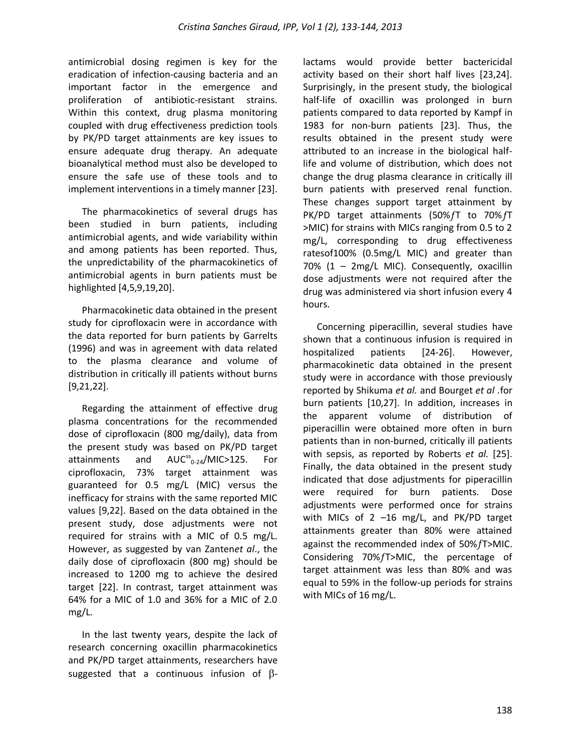antimicrobial dosing regimen is key for the eradication of infection-causing bacteria and an important factor in the emergence and proliferation of antibiotic-resistant strains. Within this context, drug plasma monitoring coupled with drug effectiveness prediction tools by PK/PD target attainments are key issues to ensure adequate drug therapy. An adequate bioanalytical method must also be developed to ensure the safe use of these tools and to implement interventions in a timely manner [23].

The pharmacokinetics of several drugs has been studied in burn patients, including antimicrobial agents, and wide variability within and among patients has been reported. Thus, the unpredictability of the pharmacokinetics of antimicrobial agents in burn patients must be highlighted [4,5,9,19,20].

Pharmacokinetic data obtained in the present study for ciprofloxacin were in accordance with the data reported for burn patients by Garrelts (1996) and was in agreement with data related to the plasma clearance and volume of distribution in critically ill patients without burns [9,21,22].

Regarding the attainment of effective drug plasma concentrations for the recommended dose of ciprofloxacin (800 mg/daily), data from the present study was based on PK/PD target attainments and $AUC^{ss}_{0-24}$/MIC>125. For ciprofloxacin, 73% target attainment was guaranteed for 0.5 mg/L (MIC) versus the inefficacy for strains with the same reported MIC values [9,22]. Based on the data obtained in the present study, dose adjustments were not required for strains with a MIC of 0.5 mg/L. However, as suggested by van Zanten*et al*., the daily dose of ciprofloxacin (800 mg) should be increased to 1200 mg to achieve the desired target [22]. In contrast, target attainment was 64% for a MIC of 1.0 and 36% for a MIC of 2.0 mg/L.

In the last twenty years, despite the lack of research concerning oxacillin pharmacokinetics and PK/PD target attainments, researchers have suggested that a continuous infusion of β-lactams would provide better bactericidal activity based on their short half lives [23,24]. Surprisingly, in the present study, the biological half-life of oxacillin was prolonged in burn patients compared to data reported by Kampf in 1983 for non-burn patients [23]. Thus, the results obtained in the present study were attributed to an increase in the biological half-life and volume of distribution, which does not change the drug plasma clearance in critically ill burn patients with preserved renal function. These changes support target attainment by PK/PD target attainments (50%$f$T to 70%$f$T >MIC) for strains with MICs ranging from 0.5 to 2 mg/L, corresponding to drug effectiveness ratesof100% (0.5mg/L MIC) and greater than 70% (1 – 2mg/L MIC). Consequently, oxacillin dose adjustments were not required after the drug was administered via short infusion every 4 hours.

Concerning piperacillin, several studies have shown that a continuous infusion is required in hospitalized patients [24-26]. However, pharmacokinetic data obtained in the present study were in accordance with those previously reported by Shikuma *et al.* and Bourget *et al* .for burn patients [10,27]. In addition, increases in the apparent volume of distribution of piperacillin were obtained more often in burn patients than in non-burned, critically ill patients with sepsis, as reported by Roberts *et al.* [25]. Finally, the data obtained in the present study indicated that dose adjustments for piperacillin were required for burn patients. Dose adjustments were performed once for strains with MICs of 2 –16 mg/L, and PK/PD target attainments greater than 80% were attained against the recommended index of 50%$f$T>MIC. Considering 70%$f$T>MIC, the percentage of target attainment was less than 80% and was equal to 59% in the follow-up periods for strains with MICs of 16 mg/L.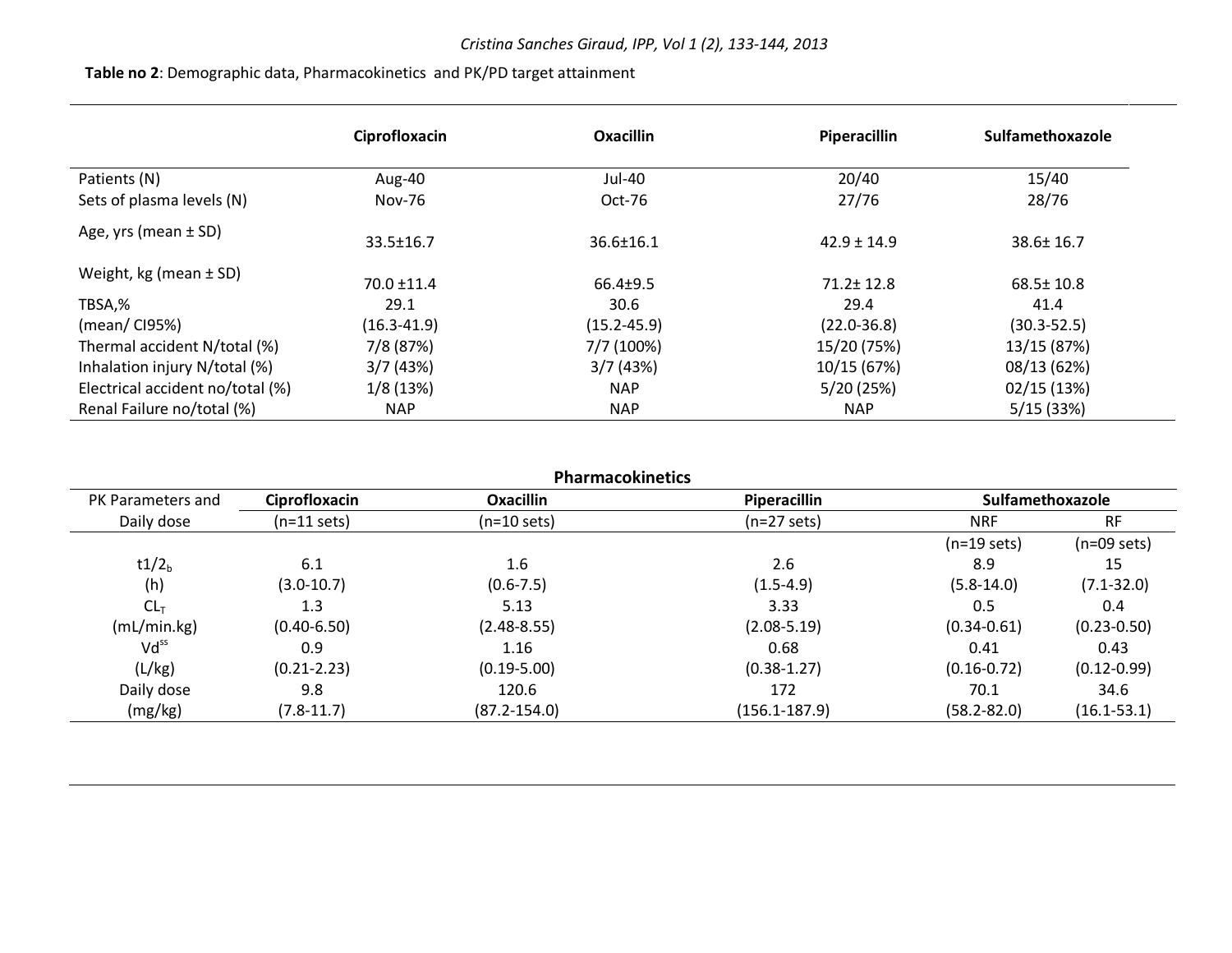**Table no 2**: Demographic data, Pharmacokinetics and PK/PD target attainment

| | Ciprofloxacin | Oxacillin | Piperacillin | Sulfamethoxazole |
|---|---|---|---|---|
| Patients (N) | Aug-40 | Jul-40 | 20/40 | 15/40 |
| Sets of plasma levels (N) | Nov-76 | Oct-76 | 27/76 | 28/76 |
| Age, yrs (mean ± SD) | 33.5±16.7 | 36.6±16.1 | 42.9 ± 14.9 | 38.6± 16.7 |
| Weight, kg (mean ± SD) | 70.0 ±11.4 | 66.4±9.5 | 71.2± 12.8 | 68.5± 10.8 |
| TBSA,% (mean/ CI95%) | 29.1 (16.3-41.9) | 30.6 (15.2-45.9) | 29.4 (22.0-36.8) | 41.4 (30.3-52.5) |
| Thermal accident N/total (%) | 7/8 (87%) | 7/7 (100%) | 15/20 (75%) | 13/15 (87%) |
| Inhalation injury N/total (%) | 3/7 (43%) | 3/7 (43%) | 10/15 (67%) | 08/13 (62%) |
| Electrical accident no/total (%) | 1/8 (13%) | NAP | 5/20 (25%) | 02/15 (13%) |
| Renal Failure no/total (%) | NAP | NAP | NAP | 5/15 (33%) |

**Pharmacokinetics**

| PK Parameters and Daily dose | Ciprofloxacin | Oxacillin | Piperacillin | Sulfamethoxazole | |
|---|---|---|---|---|---|
| | (n=11 sets) | (n=10 sets) | (n=27 sets) | NRF | RF |
| | | | | (n=19 sets) | (n=09 sets) |
| $t1/2_b$ (h) | 6.1 (3.0-10.7) | 1.6 (0.6-7.5) | 2.6 (1.5-4.9) | 8.9 (5.8-14.0) | 15 (7.1-32.0) |
| $CL_T$ (mL/min.kg) | 1.3 (0.40-6.50) | 5.13 (2.48-8.55) | 3.33 (2.08-5.19) | 0.5 (0.34-0.61) | 0.4 (0.23-0.50) |
| $Vd^{ss}$ (L/kg) | 0.9 (0.21-2.23) | 1.16 (0.19-5.00) | 0.68 (0.38-1.27) | 0.41 (0.16-0.72) | 0.43 (0.12-0.99) |
| Daily dose (mg/kg) | 9.8 (7.8-11.7) | 120.6 (87.2-154.0) | 172 (156.1-187.9) | 70.1 (58.2-82.0) | 34.6 (16.1-53.1) |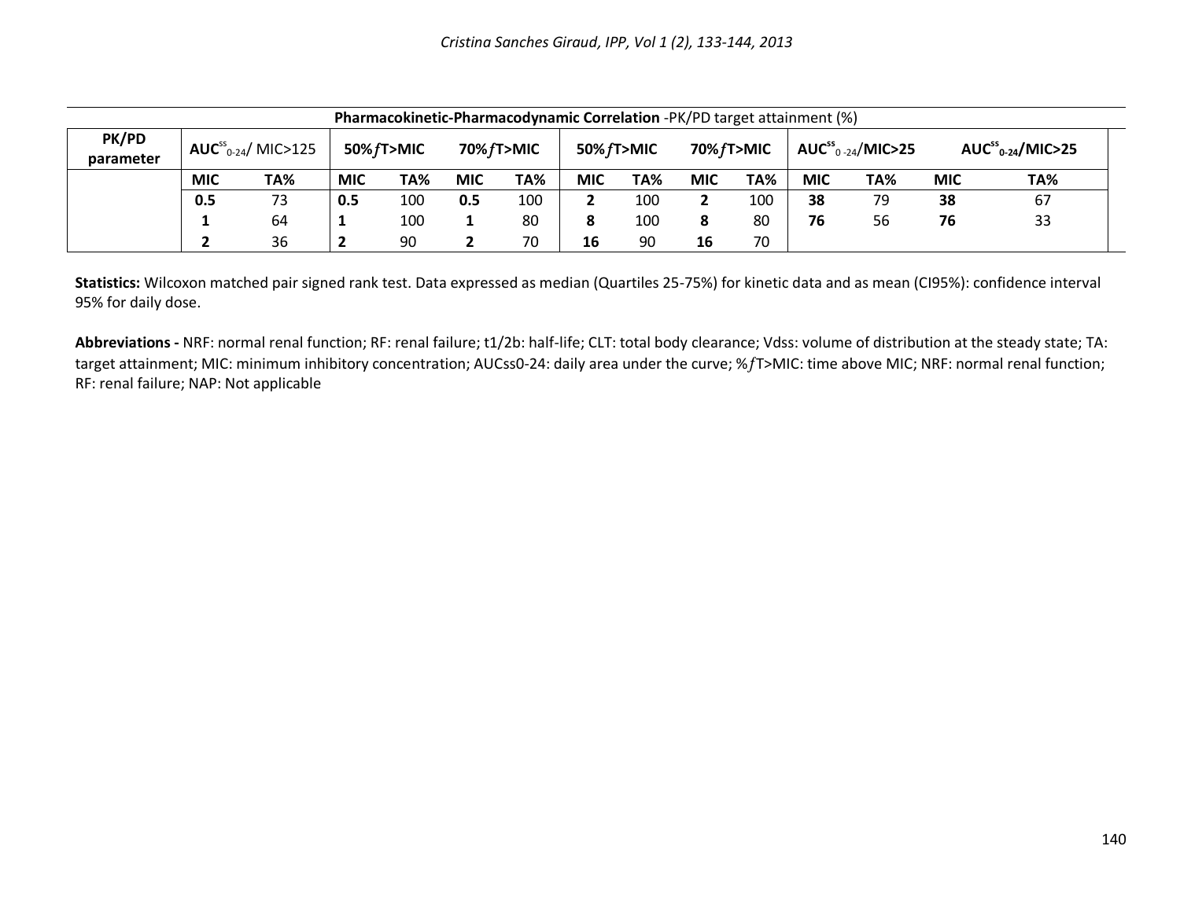| **Pharmacokinetic-Pharmacodynamic Correlation** -PK/PD target attainment (%) | | | | | | | | | | | | | | |
|---|---|---|---|---|---|---|---|---|---|---|---|---|---|---|
| **PK/PD parameter** | **$AUC^{ss}_{0-24}$/ MIC>125** | | **50%$f$T>MIC** | | **70%$f$T>MIC** | | **50%$f$T>MIC** | | **70%$f$T>MIC** | | **$AUC^{ss}_{0-24}$/MIC>25** | | **$AUC^{ss}_{0-24}$/MIC>25** | |
| | **MIC** | **TA%** | **MIC** | **TA%** | **MIC** | **TA%** | **MIC** | **TA%** | **MIC** | **TA%** | **MIC** | **TA%** | **MIC** | **TA%** |
| | **0.5** | 73 | **0.5** | 100 | **0.5** | 100 | **2** | 100 | **2** | 100 | **38** | 79 | **38** | 67 |
| | **1** | 64 | **1** | 100 | **1** | 80 | **8** | 100 | **8** | 80 | **76** | 56 | **76** | 33 |
| | **2** | 36 | **2** | 90 | **2** | 70 | **16** | 90 | **16** | 70 | | | | |

**Statistics:** Wilcoxon matched pair signed rank test. Data expressed as median (Quartiles 25-75%) for kinetic data and as mean (CI95%): confidence interval 95% for daily dose.

**Abbreviations -** NRF: normal renal function; RF: renal failure; t1/2b: half-life; CLT: total body clearance; Vdss: volume of distribution at the steady state; TA: target attainment; MIC: minimum inhibitory concentration; AUCss0-24: daily area under the curve; %$f$T>MIC: time above MIC; NRF: normal renal function; RF: renal failure; NAP: Not applicable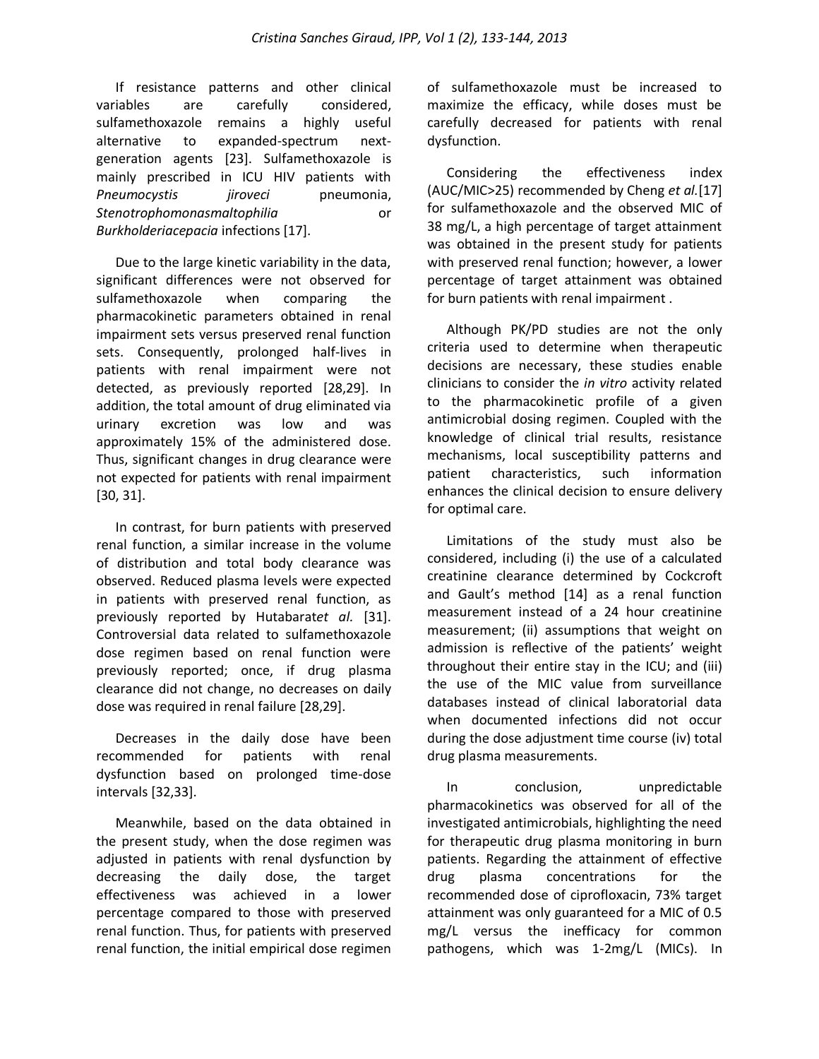If resistance patterns and other clinical variables are carefully considered, sulfamethoxazole remains a highly useful alternative to expanded-spectrum next-generation agents [23]. Sulfamethoxazole is mainly prescribed in ICU HIV patients with *Pneumocystis jiroveci* pneumonia, *Stenotrophomonasmaltophilia* or *Burkholderiacepacia* infections [17].

Due to the large kinetic variability in the data, significant differences were not observed for sulfamethoxazole when comparing the pharmacokinetic parameters obtained in renal impairment sets versus preserved renal function sets. Consequently, prolonged half-lives in patients with renal impairment were not detected, as previously reported [28,29]. In addition, the total amount of drug eliminated via urinary excretion was low and was approximately 15% of the administered dose. Thus, significant changes in drug clearance were not expected for patients with renal impairment [30, 31].

In contrast, for burn patients with preserved renal function, a similar increase in the volume of distribution and total body clearance was observed. Reduced plasma levels were expected in patients with preserved renal function, as previously reported by Hutabarat*et al.* [31]. Controversial data related to sulfamethoxazole dose regimen based on renal function were previously reported; once, if drug plasma clearance did not change, no decreases on daily dose was required in renal failure [28,29].

Decreases in the daily dose have been recommended for patients with renal dysfunction based on prolonged time-dose intervals [32,33].

Meanwhile, based on the data obtained in the present study, when the dose regimen was adjusted in patients with renal dysfunction by decreasing the daily dose, the target effectiveness was achieved in a lower percentage compared to those with preserved renal function. Thus, for patients with preserved renal function, the initial empirical dose regimen of sulfamethoxazole must be increased to maximize the efficacy, while doses must be carefully decreased for patients with renal dysfunction.

Considering the effectiveness index (AUC/MIC>25) recommended by Cheng *et al.*[17] for sulfamethoxazole and the observed MIC of 38 mg/L, a high percentage of target attainment was obtained in the present study for patients with preserved renal function; however, a lower percentage of target attainment was obtained for burn patients with renal impairment .

Although PK/PD studies are not the only criteria used to determine when therapeutic decisions are necessary, these studies enable clinicians to consider the *in vitro* activity related to the pharmacokinetic profile of a given antimicrobial dosing regimen. Coupled with the knowledge of clinical trial results, resistance mechanisms, local susceptibility patterns and patient characteristics, such information enhances the clinical decision to ensure delivery for optimal care.

Limitations of the study must also be considered, including (i) the use of a calculated creatinine clearance determined by Cockcroft and Gault's method [14] as a renal function measurement instead of a 24 hour creatinine measurement; (ii) assumptions that weight on admission is reflective of the patients' weight throughout their entire stay in the ICU; and (iii) the use of the MIC value from surveillance databases instead of clinical laboratorial data when documented infections did not occur during the dose adjustment time course (iv) total drug plasma measurements.

In conclusion, unpredictable pharmacokinetics was observed for all of the investigated antimicrobials, highlighting the need for therapeutic drug plasma monitoring in burn patients. Regarding the attainment of effective drug plasma concentrations for the recommended dose of ciprofloxacin, 73% target attainment was only guaranteed for a MIC of 0.5 mg/L versus the inefficacy for common pathogens, which was 1-2mg/L (MICs). In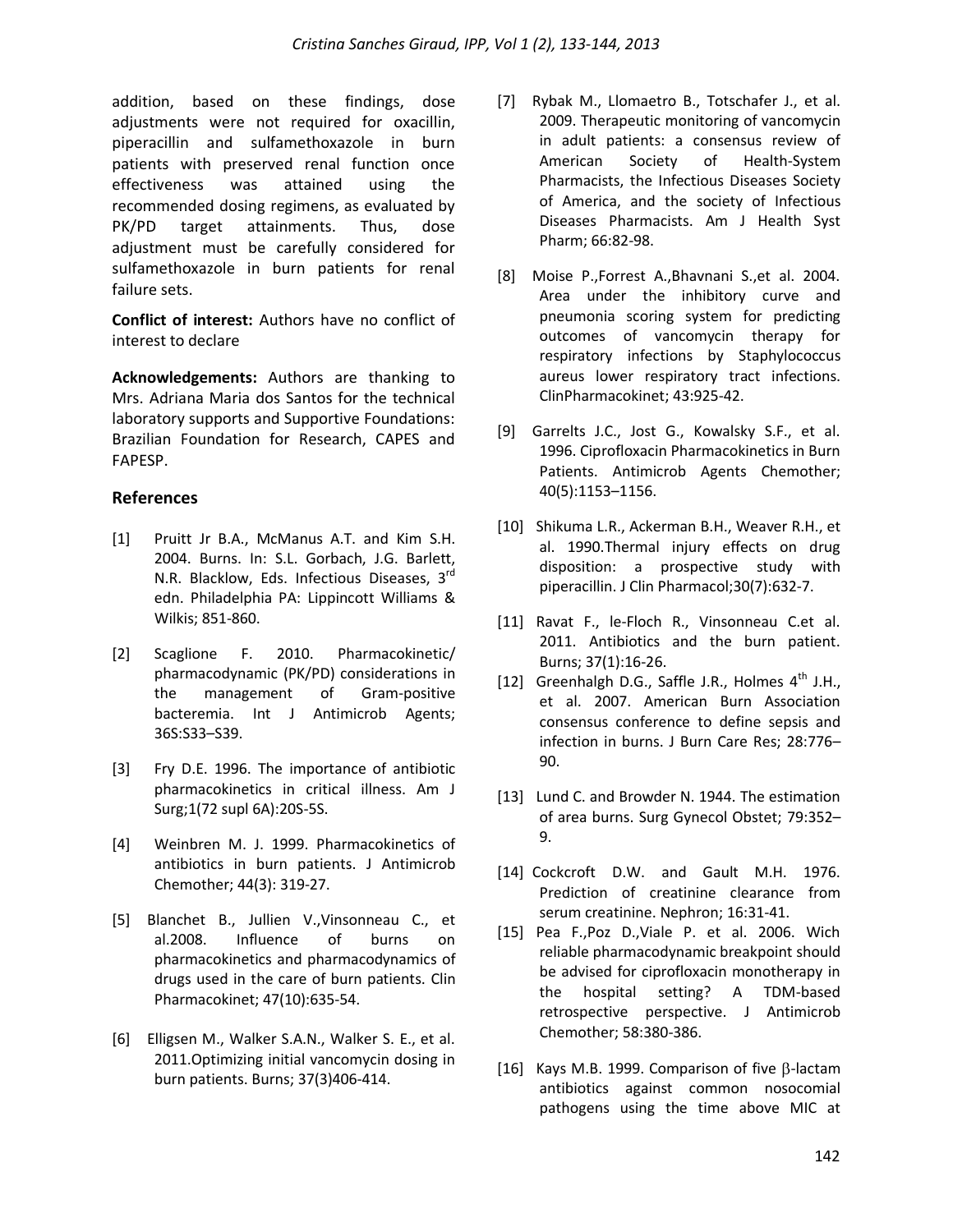addition, based on these findings, dose adjustments were not required for oxacillin, piperacillin and sulfamethoxazole in burn patients with preserved renal function once effectiveness was attained using the recommended dosing regimens, as evaluated by PK/PD target attainments. Thus, dose adjustment must be carefully considered for sulfamethoxazole in burn patients for renal failure sets.

**Conflict of interest:** Authors have no conflict of interest to declare

**Acknowledgements:** Authors are thanking to Mrs. Adriana Maria dos Santos for the technical laboratory supports and Supportive Foundations: Brazilian Foundation for Research, CAPES and FAPESP.

## References

[1] Pruitt Jr B.A., McManus A.T. and Kim S.H. 2004. Burns. In: S.L. Gorbach, J.G. Barlett, N.R. Blacklow, Eds. Infectious Diseases, 3rd edn. Philadelphia PA: Lippincott Williams & Wilkis; 851-860.

[2] Scaglione F. 2010. Pharmacokinetic/ pharmacodynamic (PK/PD) considerations in the management of Gram-positive bacteremia. Int J Antimicrob Agents; 36S:S33–S39.

[3] Fry D.E. 1996. The importance of antibiotic pharmacokinetics in critical illness. Am J Surg;1(72 supl 6A):20S-5S.

[4] Weinbren M. J. 1999. Pharmacokinetics of antibiotics in burn patients. J Antimicrob Chemother; 44(3): 319-27.

[5] Blanchet B., Jullien V.,Vinsonneau C., et al.2008. Influence of burns on pharmacokinetics and pharmacodynamics of drugs used in the care of burn patients. Clin Pharmacokinet; 47(10):635-54.

[6] Elligsen M., Walker S.A.N., Walker S. E., et al. 2011.Optimizing initial vancomycin dosing in burn patients. Burns; 37(3)406-414.

[7] Rybak M., Llomaetro B., Totschafer J., et al. 2009. Therapeutic monitoring of vancomycin in adult patients: a consensus review of American Society of Health-System Pharmacists, the Infectious Diseases Society of America, and the society of Infectious Diseases Pharmacists. Am J Health Syst Pharm; 66:82-98.

[8] Moise P.,Forrest A.,Bhavnani S.,et al. 2004. Area under the inhibitory curve and pneumonia scoring system for predicting outcomes of vancomycin therapy for respiratory infections by Staphylococcus aureus lower respiratory tract infections. ClinPharmacokinet; 43:925-42.

[9] Garrelts J.C., Jost G., Kowalsky S.F., et al. 1996. Ciprofloxacin Pharmacokinetics in Burn Patients. Antimicrob Agents Chemother; 40(5):1153–1156.

[10] Shikuma L.R., Ackerman B.H., Weaver R.H., et al. 1990.Thermal injury effects on drug disposition: a prospective study with piperacillin. J Clin Pharmacol;30(7):632-7.

[11] Ravat F., le-Floch R., Vinsonneau C.et al. 2011. Antibiotics and the burn patient. Burns; 37(1):16-26.

[12] Greenhalgh D.G., Saffle J.R., Holmes 4th J.H., et al. 2007. American Burn Association consensus conference to define sepsis and infection in burns. J Burn Care Res; 28:776–90.

[13] Lund C. and Browder N. 1944. The estimation of area burns. Surg Gynecol Obstet; 79:352–9.

[14] Cockcroft D.W. and Gault M.H. 1976. Prediction of creatinine clearance from serum creatinine. Nephron; 16:31-41.

[15] Pea F.,Poz D.,Viale P. et al. 2006. Wich reliable pharmacodynamic breakpoint should be advised for ciprofloxacin monotherapy in the hospital setting? A TDM-based retrospective perspective. J Antimicrob Chemother; 58:380-386.

[16] Kays M.B. 1999. Comparison of five β-lactam antibiotics against common nosocomial pathogens using the time above MIC at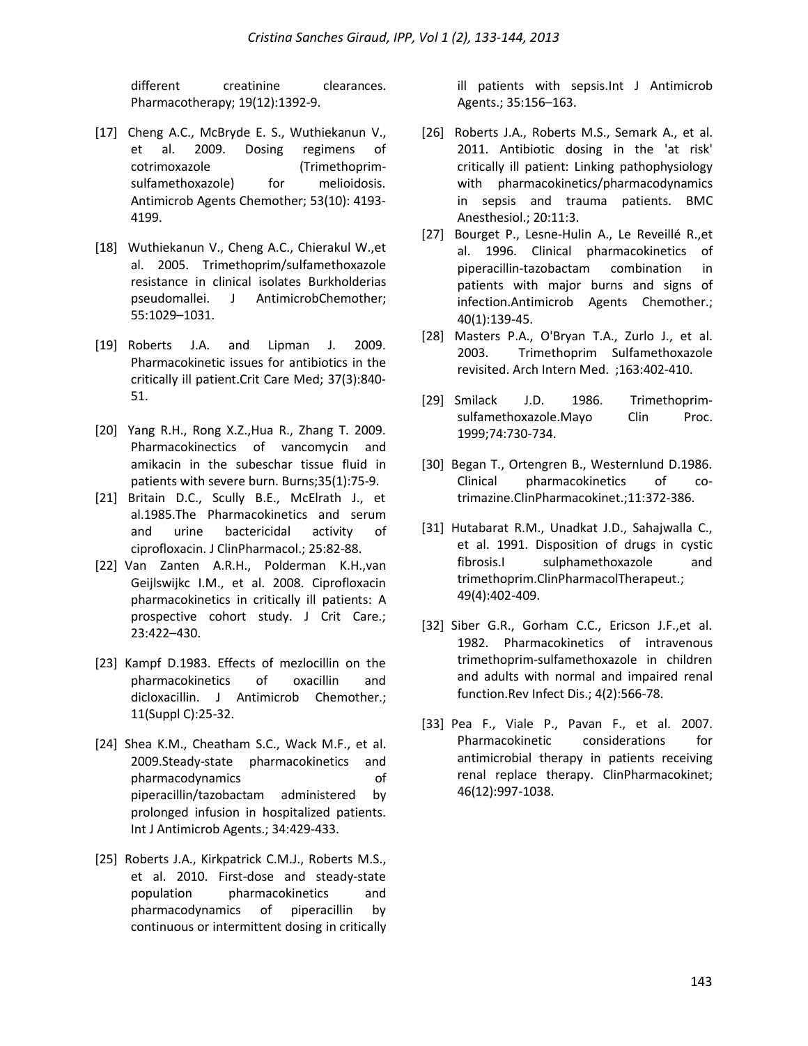different creatinine clearances. Pharmacotherapy; 19(12):1392-9.

[17] Cheng A.C., McBryde E. S., Wuthiekanun V., et al. 2009. Dosing regimens of cotrimoxazole (Trimethoprim-sulfamethoxazole) for melioidosis. Antimicrob Agents Chemother; 53(10): 4193-4199.

[18] Wuthiekanun V., Cheng A.C., Chierakul W.,et al. 2005. Trimethoprim/sulfamethoxazole resistance in clinical isolates Burkholderias pseudomallei. J AntimicrobChemother; 55:1029–1031.

[19] Roberts J.A. and Lipman J. 2009. Pharmacokinetic issues for antibiotics in the critically ill patient.Crit Care Med; 37(3):840-51.

[20] Yang R.H., Rong X.Z.,Hua R., Zhang T. 2009. Pharmacokinectics of vancomycin and amikacin in the subeschar tissue fluid in patients with severe burn. Burns;35(1):75-9.

[21] Britain D.C., Scully B.E., McElrath J., et al.1985.The Pharmacokinetics and serum and urine bactericidal activity of ciprofloxacin. J ClinPharmacol.; 25:82-88.

[22] Van Zanten A.R.H., Polderman K.H.,van Geijlswijkc I.M., et al. 2008. Ciprofloxacin pharmacokinetics in critically ill patients: A prospective cohort study. J Crit Care.; 23:422–430.

[23] Kampf D.1983. Effects of mezlocillin on the pharmacokinetics of oxacillin and dicloxacillin. J Antimicrob Chemother.; 11(Suppl C):25-32.

[24] Shea K.M., Cheatham S.C., Wack M.F., et al. 2009.Steady-state pharmacokinetics and pharmacodynamics of piperacillin/tazobactam administered by prolonged infusion in hospitalized patients. Int J Antimicrob Agents.; 34:429-433.

[25] Roberts J.A., Kirkpatrick C.M.J., Roberts M.S., et al. 2010. First-dose and steady-state population pharmacokinetics and pharmacodynamics of piperacillin by continuous or intermittent dosing in critically ill patients with sepsis.Int J Antimicrob Agents.; 35:156–163.

[26] Roberts J.A., Roberts M.S., Semark A., et al. 2011. Antibiotic dosing in the 'at risk' critically ill patient: Linking pathophysiology with pharmacokinetics/pharmacodynamics in sepsis and trauma patients. BMC Anesthesiol.; 20:11:3.

[27] Bourget P., Lesne-Hulin A., Le Reveillé R.,et al. 1996. Clinical pharmacokinetics of piperacillin-tazobactam combination in patients with major burns and signs of infection.Antimicrob Agents Chemother.; 40(1):139-45.

[28] Masters P.A., O'Bryan T.A., Zurlo J., et al. 2003. Trimethoprim Sulfamethoxazole revisited. Arch Intern Med. ;163:402-410.

[29] Smilack J.D. 1986. Trimethoprim-sulfamethoxazole.Mayo Clin Proc. 1999;74:730-734.

[30] Began T., Ortengren B., Westernlund D.1986. Clinical pharmacokinetics of co-trimazine.ClinPharmacokinet.;11:372-386.

[31] Hutabarat R.M., Unadkat J.D., Sahajwalla C., et al. 1991. Disposition of drugs in cystic fibrosis.I sulphamethoxazole and trimethoprim.ClinPharmacolTherapeut.; 49(4):402-409.

[32] Siber G.R., Gorham C.C., Ericson J.F.,et al. 1982. Pharmacokinetics of intravenous trimethoprim-sulfamethoxazole in children and adults with normal and impaired renal function.Rev Infect Dis.; 4(2):566-78.

[33] Pea F., Viale P., Pavan F., et al. 2007. Pharmacokinetic considerations for antimicrobial therapy in patients receiving renal replace therapy. ClinPharmacokinet; 46(12):997-1038.